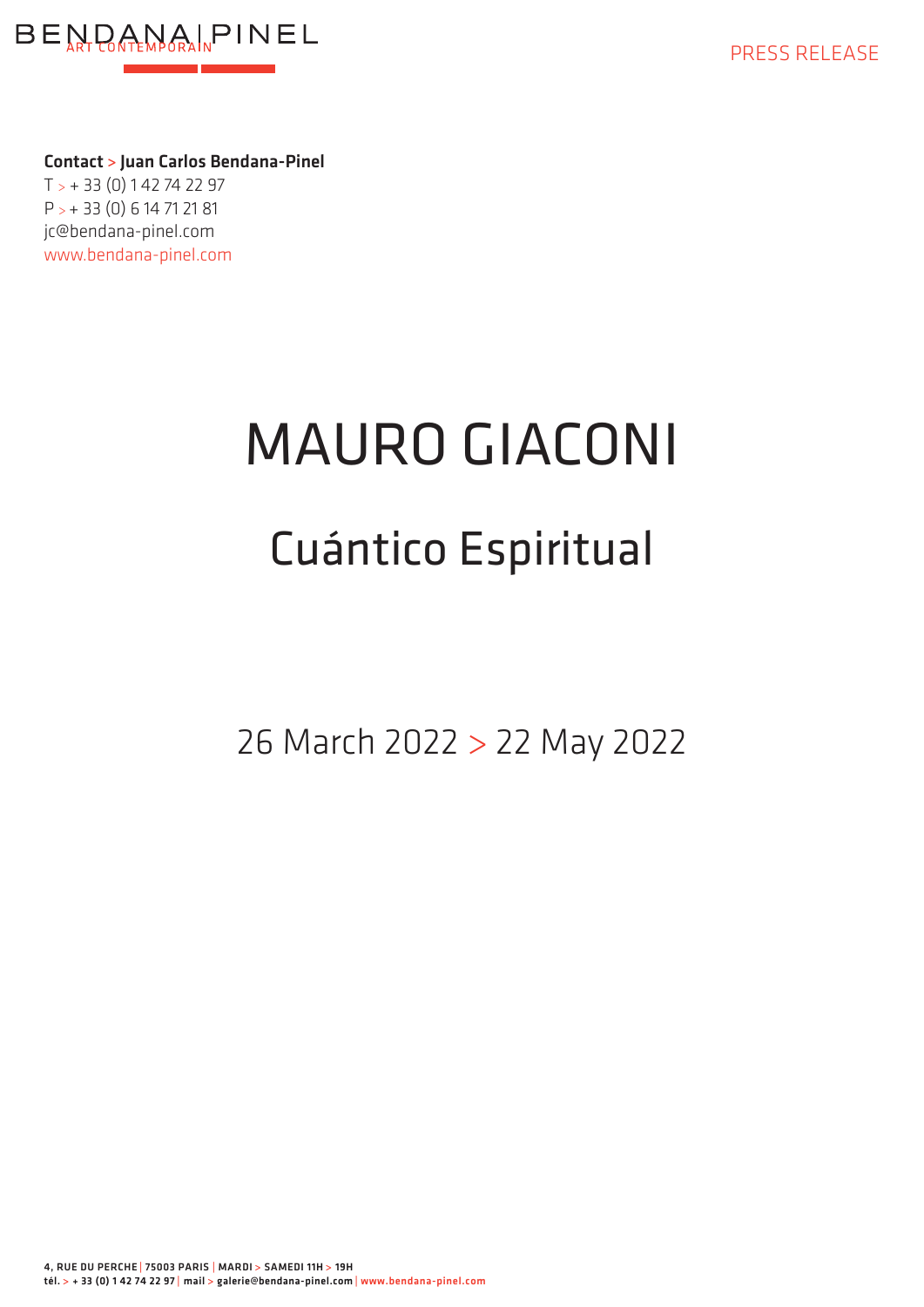BENDANA | PINEL
ART CONTEMPORAIN

PRESS RELEASE

**Contact > Juan Carlos Bendana-Pinel**
T > + 33 (0) 1 42 74 22 97
P > + 33 (0) 6 14 71 21 81
jc@bendana-pinel.com
www.bendana-pinel.com

# MAURO GIACONI

## Cuántico Espiritual

26 March 2022 > 22 May 2022

4, RUE DU PERCHE | 75003 PARIS | MARDI > SAMEDI 11H > 19H
tél. > + 33 (0) 1 42 74 22 97 | mail > galerie@bendana-pinel.com | www.bendana-pinel.com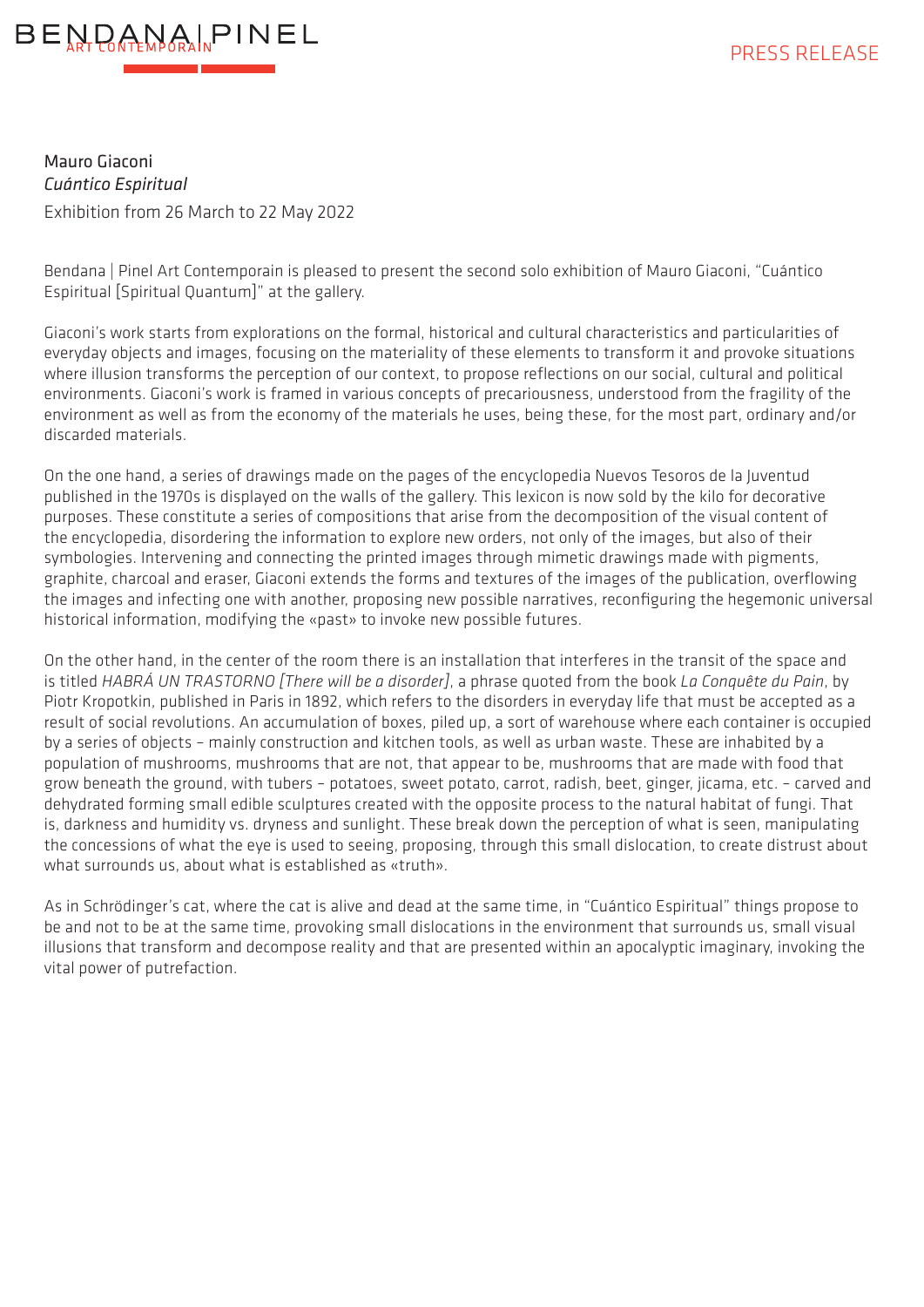PRESS RELEASE

Mauro Giaconi
*Cuántico Espiritual*
Exhibition from 26 March to 22 May 2022

Bendana | Pinel Art Contemporain is pleased to present the second solo exhibition of Mauro Giaconi, "Cuántico Espiritual [Spiritual Quantum]" at the gallery.

Giaconi's work starts from explorations on the formal, historical and cultural characteristics and particularities of everyday objects and images, focusing on the materiality of these elements to transform it and provoke situations where illusion transforms the perception of our context, to propose reflections on our social, cultural and political environments. Giaconi's work is framed in various concepts of precariousness, understood from the fragility of the environment as well as from the economy of the materials he uses, being these, for the most part, ordinary and/or discarded materials.

On the one hand, a series of drawings made on the pages of the encyclopedia Nuevos Tesoros de la Juventud published in the 1970s is displayed on the walls of the gallery. This lexicon is now sold by the kilo for decorative purposes. These constitute a series of compositions that arise from the decomposition of the visual content of the encyclopedia, disordering the information to explore new orders, not only of the images, but also of their symbologies. Intervening and connecting the printed images through mimetic drawings made with pigments, graphite, charcoal and eraser, Giaconi extends the forms and textures of the images of the publication, overflowing the images and infecting one with another, proposing new possible narratives, reconfiguring the hegemonic universal historical information, modifying the «past» to invoke new possible futures.

On the other hand, in the center of the room there is an installation that interferes in the transit of the space and is titled *HABRÁ UN TRASTORNO [There will be a disorder]*, a phrase quoted from the book *La Conquête du Pain*, by Piotr Kropotkin, published in Paris in 1892, which refers to the disorders in everyday life that must be accepted as a result of social revolutions. An accumulation of boxes, piled up, a sort of warehouse where each container is occupied by a series of objects – mainly construction and kitchen tools, as well as urban waste. These are inhabited by a population of mushrooms, mushrooms that are not, that appear to be, mushrooms that are made with food that grow beneath the ground, with tubers – potatoes, sweet potato, carrot, radish, beet, ginger, jicama, etc. – carved and dehydrated forming small edible sculptures created with the opposite process to the natural habitat of fungi. That is, darkness and humidity vs. dryness and sunlight. These break down the perception of what is seen, manipulating the concessions of what the eye is used to seeing, proposing, through this small dislocation, to create distrust about what surrounds us, about what is established as «truth».

As in Schrödinger's cat, where the cat is alive and dead at the same time, in "Cuántico Espiritual" things propose to be and not to be at the same time, provoking small dislocations in the environment that surrounds us, small visual illusions that transform and decompose reality and that are presented within an apocalyptic imaginary, invoking the vital power of putrefaction.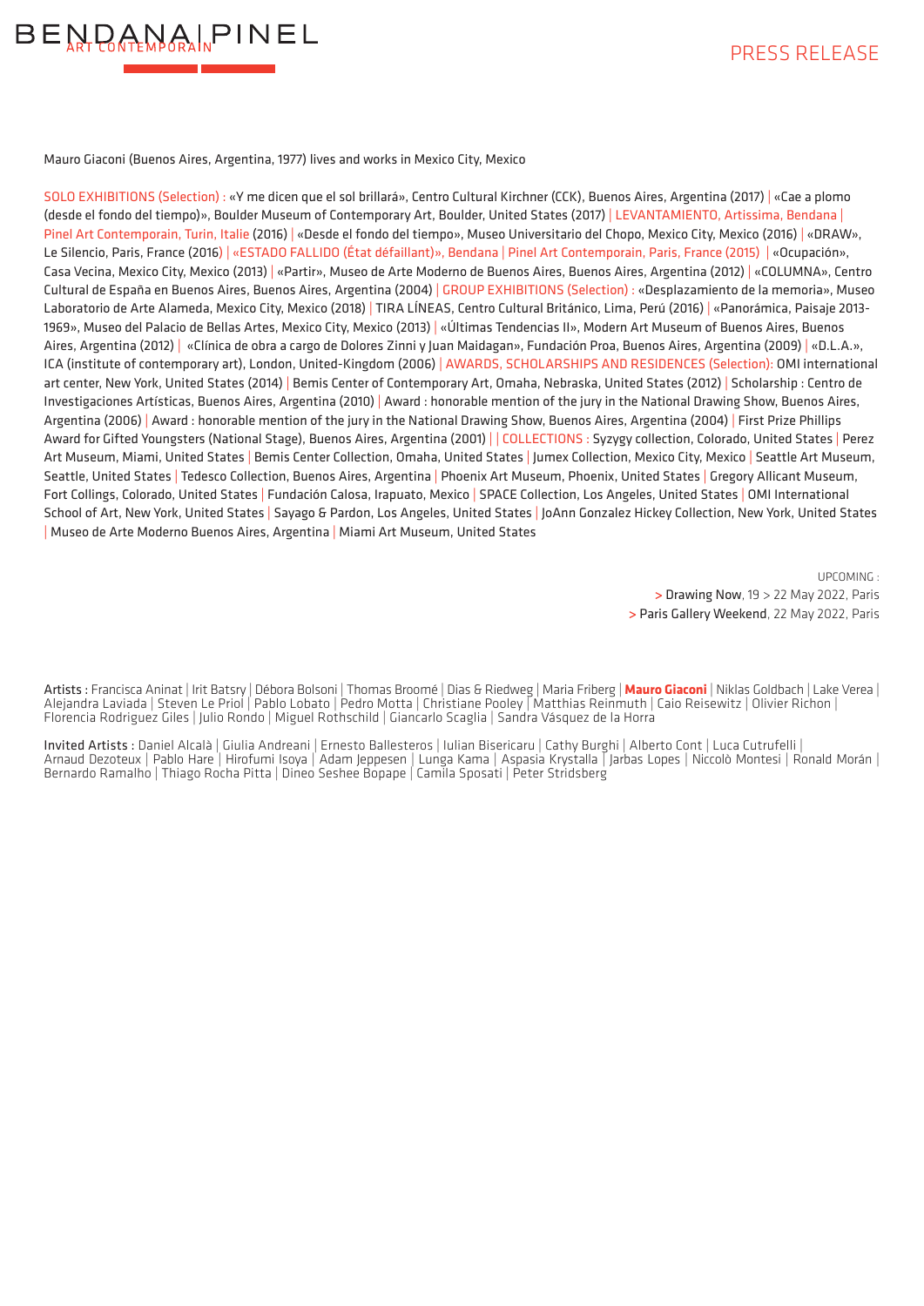PRESS RELEASE

Mauro Giaconi (Buenos Aires, Argentina, 1977) lives and works in Mexico City, Mexico

SOLO EXHIBITIONS (Selection) : «Y me dicen que el sol brillará», Centro Cultural Kirchner (CCK), Buenos Aires, Argentina (2017) | «Cae a plomo (desde el fondo del tiempo)», Boulder Museum of Contemporary Art, Boulder, United States (2017) | LEVANTAMIENTO, Artissima, Bendana | Pinel Art Contemporain, Turin, Italie (2016) | «Desde el fondo del tiempo», Museo Universitario del Chopo, Mexico City, Mexico (2016) | «DRAW», Le Silencio, Paris, France (2016) | «ESTADO FALLIDO (État défaillant)», Bendana | Pinel Art Contemporain, Paris, France (2015) | «Ocupación», Casa Vecina, Mexico City, Mexico (2013) | «Partir», Museo de Arte Moderno de Buenos Aires, Buenos Aires, Argentina (2012) | «COLUMNA», Centro Cultural de España en Buenos Aires, Buenos Aires, Argentina (2004) | GROUP EXHIBITIONS (Selection) : «Desplazamiento de la memoria», Museo Laboratorio de Arte Alameda, Mexico City, Mexico (2018) | TIRA LÍNEAS, Centro Cultural Británico, Lima, Perú (2016) | «Panorámica, Paisaje 2013-1969», Museo del Palacio de Bellas Artes, Mexico City, Mexico (2013) | «Últimas Tendencias II», Modern Art Museum of Buenos Aires, Buenos Aires, Argentina (2012) | «Clínica de obra a cargo de Dolores Zinni y Juan Maidagan», Fundación Proa, Buenos Aires, Argentina (2009) | «D.L.A.», ICA (institute of contemporary art), London, United-Kingdom (2006) | AWARDS, SCHOLARSHIPS AND RESIDENCES (Selection): OMI international art center, New York, United States (2014) | Bemis Center of Contemporary Art, Omaha, Nebraska, United States (2012) | Scholarship : Centro de Investigaciones Artísticas, Buenos Aires, Argentina (2010) | Award : honorable mention of the jury in the National Drawing Show, Buenos Aires, Argentina (2006) | Award : honorable mention of the jury in the National Drawing Show, Buenos Aires, Argentina (2004) | First Prize Phillips Award for Gifted Youngsters (National Stage), Buenos Aires, Argentina (2001) | | COLLECTIONS : Syzygy collection, Colorado, United States | Perez Art Museum, Miami, United States | Bemis Center Collection, Omaha, United States | Jumex Collection, Mexico City, Mexico | Seattle Art Museum, Seattle, United States | Tedesco Collection, Buenos Aires, Argentina | Phoenix Art Museum, Phoenix, United States | Gregory Allicant Museum, Fort Collings, Colorado, United States | Fundación Calosa, Irapuato, Mexico | SPACE Collection, Los Angeles, United States | OMI International School of Art, New York, United States | Sayago & Pardon, Los Angeles, United States | JoAnn Gonzalez Hickey Collection, New York, United States | Museo de Arte Moderno Buenos Aires, Argentina | Miami Art Museum, United States

UPCOMING :
> Drawing Now, 19 > 22 May 2022, Paris
> Paris Gallery Weekend, 22 May 2022, Paris

Artists : Francisca Aninat | Irit Batsry | Débora Bolsoni | Thomas Broomé | Dias & Riedweg | Maria Friberg | **Mauro Giaconi** | Niklas Goldbach | Lake Verea | Alejandra Laviada | Steven Le Priol | Pablo Lobato | Pedro Motta | Christiane Pooley | Matthias Reinmuth | Caio Reisewitz | Olivier Richon | Florencia Rodriguez Giles | Julio Rondo | Miguel Rothschild | Giancarlo Scaglia | Sandra Vásquez de la Horra

Invited Artists : Daniel Alcalà | Giulia Andreani | Ernesto Ballesteros | Iulian Bisericaru | Cathy Burghi | Alberto Cont | Luca Cutrufelli | Arnaud Dezoteux | Pablo Hare | Hirofumi Isoya | Adam Jeppesen | Lunga Kama | Aspasia Krystalla | Jarbas Lopes | Niccolò Montesi | Ronald Morán | Bernardo Ramalho | Thiago Rocha Pitta | Dineo Seshee Bopape | Camila Sposati | Peter Stridsberg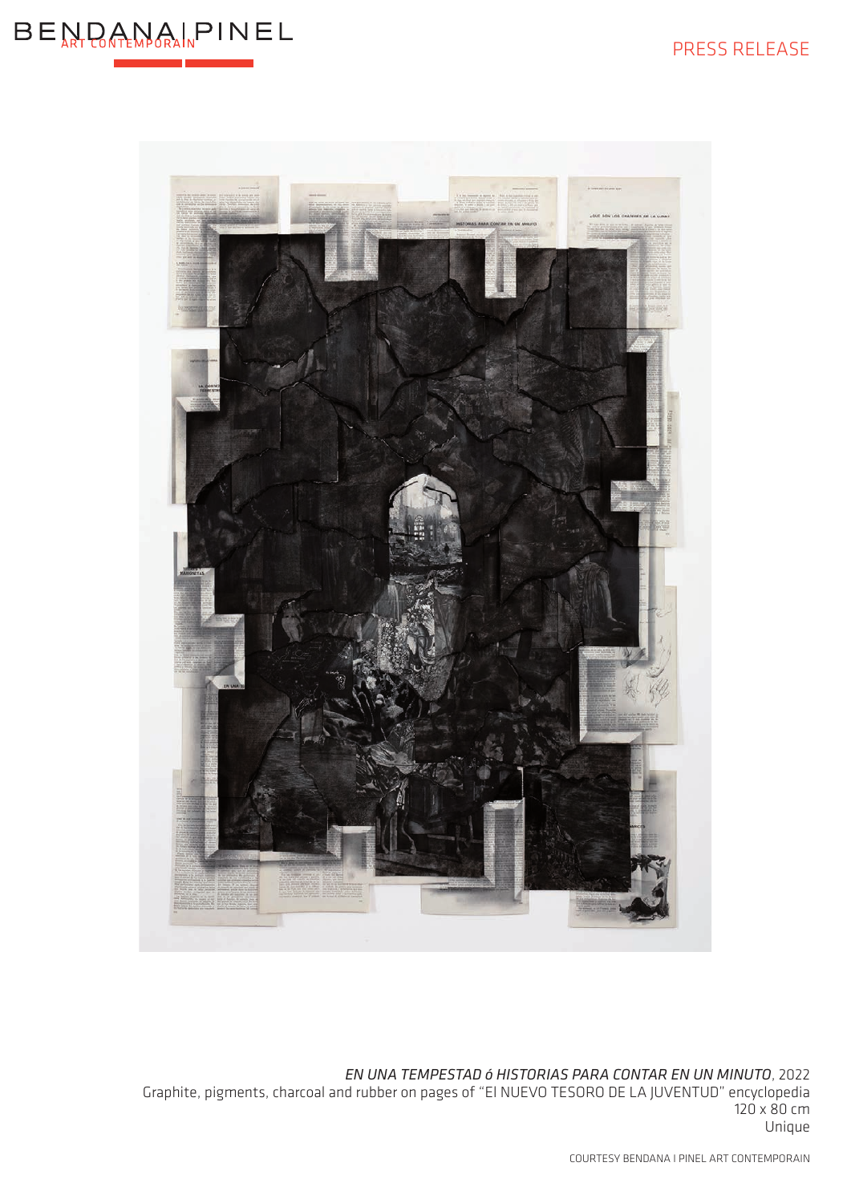*EN UNA TEMPESTAD ó HISTORIAS PARA CONTAR EN UN MINUTO*, 2022
Graphite, pigments, charcoal and rubber on pages of "El NUEVO TESORO DE LA JUVENTUD" encyclopedia
120 x 80 cm
Unique

COURTESY BENDANA I PINEL ART CONTEMPORAIN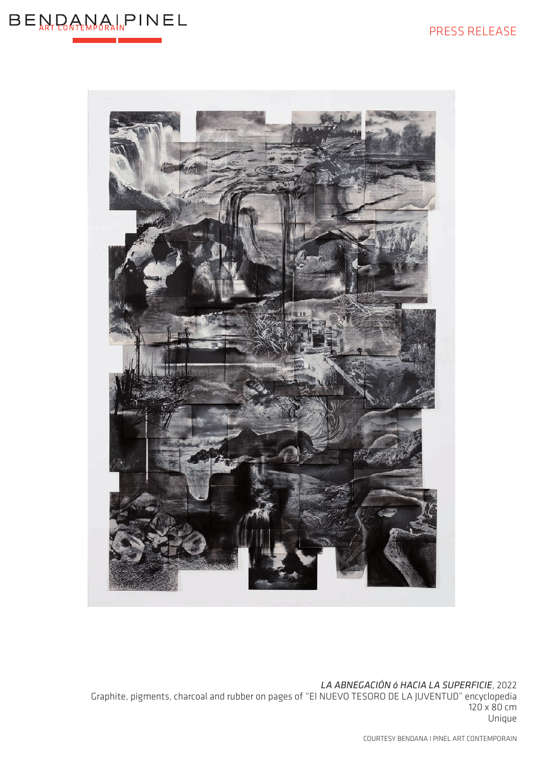*LA ABNEGACIÓN ó HACIA LA SUPERFICIE*, 2022
Graphite, pigments, charcoal and rubber on pages of "El NUEVO TESORO DE LA JUVENTUD" encyclopedia
120 x 80 cm
Unique

COURTESY BENDANA I PINEL ART CONTEMPORAIN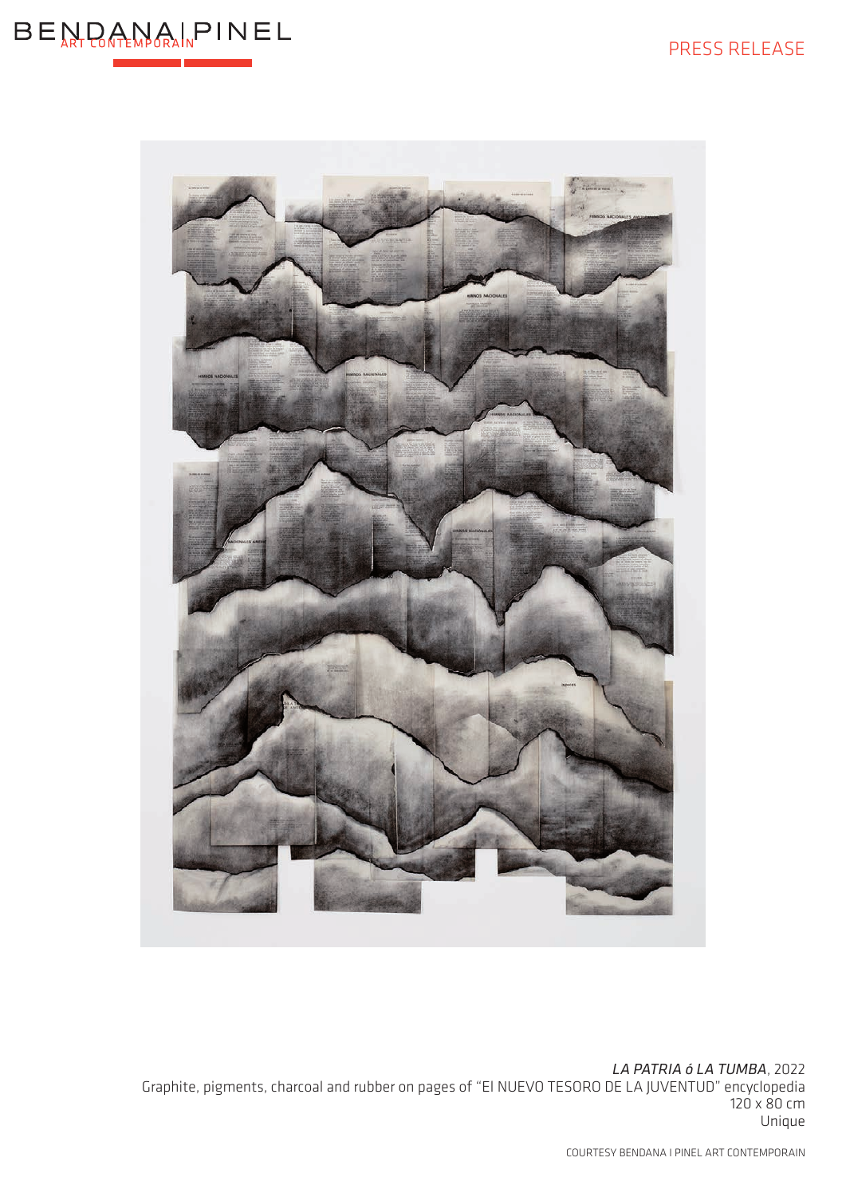*LA PATRIA ó LA TUMBA*, 2022
Graphite, pigments, charcoal and rubber on pages of "El NUEVO TESORO DE LA JUVENTUD" encyclopedia
120 x 80 cm
Unique

COURTESY BENDANA I PINEL ART CONTEMPORAIN